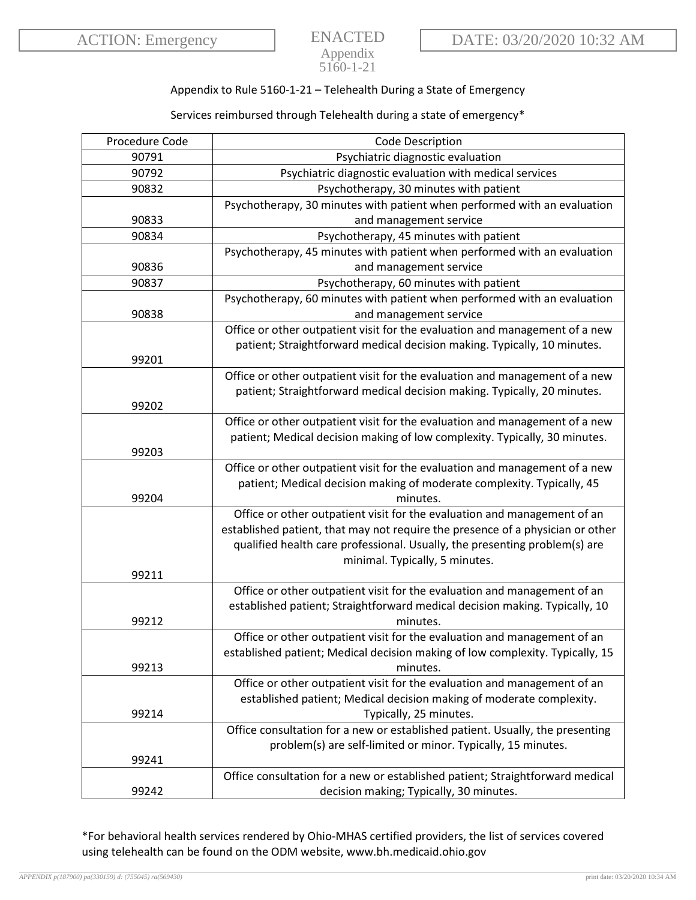ACTION: Emergency

ENACTED

Appendix 5160-1-21

DATE: 03/20/2020 10:32 AM

Appendix to Rule 5160-1-21 – Telehealth During a State of Emergency

Services reimbursed through Telehealth during a state of emergency*

| Procedure Code | Code Description |
|---|---|
| 90791 | Psychiatric diagnostic evaluation |
| 90792 | Psychiatric diagnostic evaluation with medical services |
| 90832 | Psychotherapy, 30 minutes with patient |
| 90833 | Psychotherapy, 30 minutes with patient when performed with an evaluation and management service |
| 90834 | Psychotherapy, 45 minutes with patient |
| 90836 | Psychotherapy, 45 minutes with patient when performed with an evaluation and management service |
| 90837 | Psychotherapy, 60 minutes with patient |
| 90838 | Psychotherapy, 60 minutes with patient when performed with an evaluation and management service |
| 99201 | Office or other outpatient visit for the evaluation and management of a new patient; Straightforward medical decision making. Typically, 10 minutes. |
| 99202 | Office or other outpatient visit for the evaluation and management of a new patient; Straightforward medical decision making. Typically, 20 minutes. |
| 99203 | Office or other outpatient visit for the evaluation and management of a new patient; Medical decision making of low complexity. Typically, 30 minutes. |
| 99204 | Office or other outpatient visit for the evaluation and management of a new patient; Medical decision making of moderate complexity. Typically, 45 minutes. |
| 99211 | Office or other outpatient visit for the evaluation and management of an established patient, that may not require the presence of a physician or other qualified health care professional. Usually, the presenting problem(s) are minimal. Typically, 5 minutes. |
| 99212 | Office or other outpatient visit for the evaluation and management of an established patient; Straightforward medical decision making. Typically, 10 minutes. |
| 99213 | Office or other outpatient visit for the evaluation and management of an established patient; Medical decision making of low complexity. Typically, 15 minutes. |
| 99214 | Office or other outpatient visit for the evaluation and management of an established patient; Medical decision making of moderate complexity. Typically, 25 minutes. |
| 99241 | Office consultation for a new or established patient. Usually, the presenting problem(s) are self-limited or minor. Typically, 15 minutes. |
| 99242 | Office consultation for a new or established patient; Straightforward medical decision making; Typically, 30 minutes. |

*For behavioral health services rendered by Ohio-MHAS certified providers, the list of services covered using telehealth can be found on the ODM website, www.bh.medicaid.ohio.gov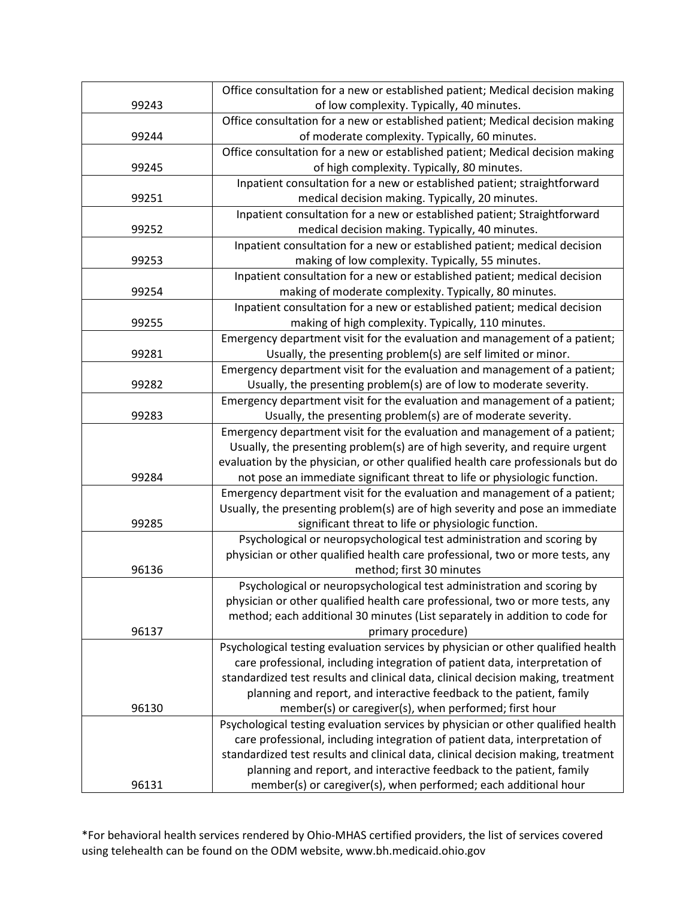| | |
|---|---|
| 99243 | Office consultation for a new or established patient; Medical decision making of low complexity. Typically, 40 minutes. |
| 99244 | Office consultation for a new or established patient; Medical decision making of moderate complexity. Typically, 60 minutes. |
| 99245 | Office consultation for a new or established patient; Medical decision making of high complexity. Typically, 80 minutes. |
| 99251 | Inpatient consultation for a new or established patient; straightforward medical decision making. Typically, 20 minutes. |
| 99252 | Inpatient consultation for a new or established patient; Straightforward medical decision making. Typically, 40 minutes. |
| 99253 | Inpatient consultation for a new or established patient; medical decision making of low complexity. Typically, 55 minutes. |
| 99254 | Inpatient consultation for a new or established patient; medical decision making of moderate complexity. Typically, 80 minutes. |
| 99255 | Inpatient consultation for a new or established patient; medical decision making of high complexity. Typically, 110 minutes. |
| 99281 | Emergency department visit for the evaluation and management of a patient; Usually, the presenting problem(s) are self limited or minor. |
| 99282 | Emergency department visit for the evaluation and management of a patient; Usually, the presenting problem(s) are of low to moderate severity. |
| 99283 | Emergency department visit for the evaluation and management of a patient; Usually, the presenting problem(s) are of moderate severity. |
| 99284 | Emergency department visit for the evaluation and management of a patient; Usually, the presenting problem(s) are of high severity, and require urgent evaluation by the physician, or other qualified health care professionals but do not pose an immediate significant threat to life or physiologic function. |
| 99285 | Emergency department visit for the evaluation and management of a patient; Usually, the presenting problem(s) are of high severity and pose an immediate significant threat to life or physiologic function. |
| 96136 | Psychological or neuropsychological test administration and scoring by physician or other qualified health care professional, two or more tests, any method; first 30 minutes |
| 96137 | Psychological or neuropsychological test administration and scoring by physician or other qualified health care professional, two or more tests, any method; each additional 30 minutes (List separately in addition to code for primary procedure) |
| 96130 | Psychological testing evaluation services by physician or other qualified health care professional, including integration of patient data, interpretation of standardized test results and clinical data, clinical decision making, treatment planning and report, and interactive feedback to the patient, family member(s) or caregiver(s), when performed; first hour |
| 96131 | Psychological testing evaluation services by physician or other qualified health care professional, including integration of patient data, interpretation of standardized test results and clinical data, clinical decision making, treatment planning and report, and interactive feedback to the patient, family member(s) or caregiver(s), when performed; each additional hour |

*For behavioral health services rendered by Ohio-MHAS certified providers, the list of services covered using telehealth can be found on the ODM website, www.bh.medicaid.ohio.gov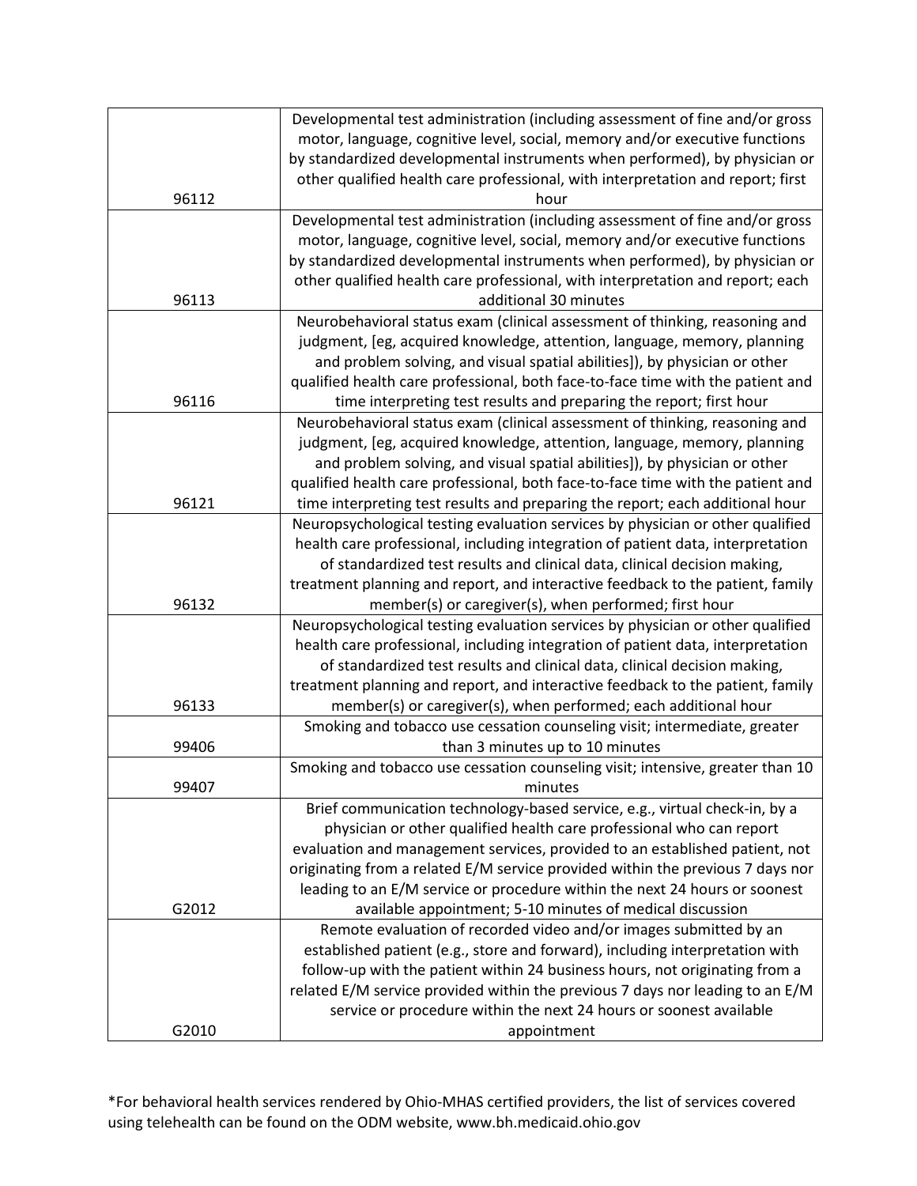| | |
|---|---|
| 96112 | Developmental test administration (including assessment of fine and/or gross motor, language, cognitive level, social, memory and/or executive functions by standardized developmental instruments when performed), by physician or other qualified health care professional, with interpretation and report; first hour |
| 96113 | Developmental test administration (including assessment of fine and/or gross motor, language, cognitive level, social, memory and/or executive functions by standardized developmental instruments when performed), by physician or other qualified health care professional, with interpretation and report; each additional 30 minutes |
| 96116 | Neurobehavioral status exam (clinical assessment of thinking, reasoning and judgment, [eg, acquired knowledge, attention, language, memory, planning and problem solving, and visual spatial abilities]), by physician or other qualified health care professional, both face-to-face time with the patient and time interpreting test results and preparing the report; first hour |
| 96121 | Neurobehavioral status exam (clinical assessment of thinking, reasoning and judgment, [eg, acquired knowledge, attention, language, memory, planning and problem solving, and visual spatial abilities]), by physician or other qualified health care professional, both face-to-face time with the patient and time interpreting test results and preparing the report; each additional hour |
| 96132 | Neuropsychological testing evaluation services by physician or other qualified health care professional, including integration of patient data, interpretation of standardized test results and clinical data, clinical decision making, treatment planning and report, and interactive feedback to the patient, family member(s) or caregiver(s), when performed; first hour |
| 96133 | Neuropsychological testing evaluation services by physician or other qualified health care professional, including integration of patient data, interpretation of standardized test results and clinical data, clinical decision making, treatment planning and report, and interactive feedback to the patient, family member(s) or caregiver(s), when performed; each additional hour |
| 99406 | Smoking and tobacco use cessation counseling visit; intermediate, greater than 3 minutes up to 10 minutes |
| 99407 | Smoking and tobacco use cessation counseling visit; intensive, greater than 10 minutes |
| G2012 | Brief communication technology-based service, e.g., virtual check-in, by a physician or other qualified health care professional who can report evaluation and management services, provided to an established patient, not originating from a related E/M service provided within the previous 7 days nor leading to an E/M service or procedure within the next 24 hours or soonest available appointment; 5-10 minutes of medical discussion |
| G2010 | Remote evaluation of recorded video and/or images submitted by an established patient (e.g., store and forward), including interpretation with follow-up with the patient within 24 business hours, not originating from a related E/M service provided within the previous 7 days nor leading to an E/M service or procedure within the next 24 hours or soonest available appointment |

*For behavioral health services rendered by Ohio-MHAS certified providers, the list of services covered using telehealth can be found on the ODM website, www.bh.medicaid.ohio.gov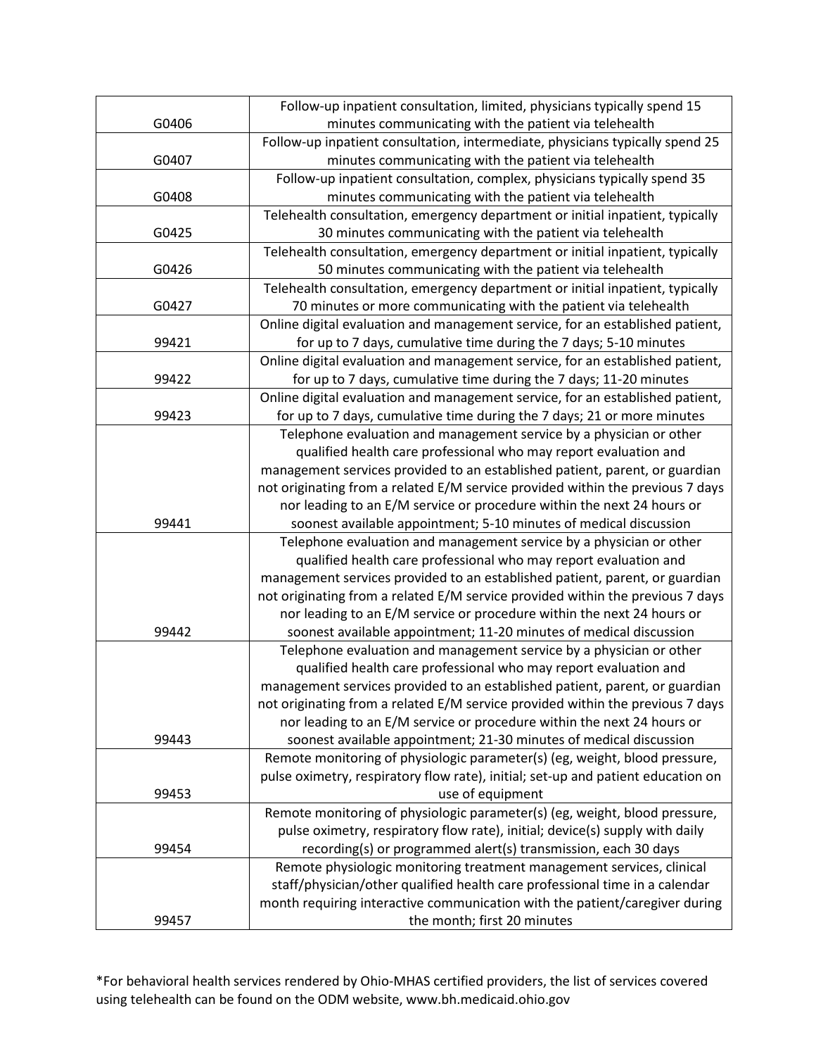| | |
|---|---|
| G0406 | Follow-up inpatient consultation, limited, physicians typically spend 15 minutes communicating with the patient via telehealth |
| G0407 | Follow-up inpatient consultation, intermediate, physicians typically spend 25 minutes communicating with the patient via telehealth |
| G0408 | Follow-up inpatient consultation, complex, physicians typically spend 35 minutes communicating with the patient via telehealth |
| G0425 | Telehealth consultation, emergency department or initial inpatient, typically 30 minutes communicating with the patient via telehealth |
| G0426 | Telehealth consultation, emergency department or initial inpatient, typically 50 minutes communicating with the patient via telehealth |
| G0427 | Telehealth consultation, emergency department or initial inpatient, typically 70 minutes or more communicating with the patient via telehealth |
| 99421 | Online digital evaluation and management service, for an established patient, for up to 7 days, cumulative time during the 7 days; 5-10 minutes |
| 99422 | Online digital evaluation and management service, for an established patient, for up to 7 days, cumulative time during the 7 days; 11-20 minutes |
| 99423 | Online digital evaluation and management service, for an established patient, for up to 7 days, cumulative time during the 7 days; 21 or more minutes |
| 99441 | Telephone evaluation and management service by a physician or other qualified health care professional who may report evaluation and management services provided to an established patient, parent, or guardian not originating from a related E/M service provided within the previous 7 days nor leading to an E/M service or procedure within the next 24 hours or soonest available appointment; 5-10 minutes of medical discussion |
| 99442 | Telephone evaluation and management service by a physician or other qualified health care professional who may report evaluation and management services provided to an established patient, parent, or guardian not originating from a related E/M service provided within the previous 7 days nor leading to an E/M service or procedure within the next 24 hours or soonest available appointment; 11-20 minutes of medical discussion |
| 99443 | Telephone evaluation and management service by a physician or other qualified health care professional who may report evaluation and management services provided to an established patient, parent, or guardian not originating from a related E/M service provided within the previous 7 days nor leading to an E/M service or procedure within the next 24 hours or soonest available appointment; 21-30 minutes of medical discussion |
| 99453 | Remote monitoring of physiologic parameter(s) (eg, weight, blood pressure, pulse oximetry, respiratory flow rate), initial; set-up and patient education on use of equipment |
| 99454 | Remote monitoring of physiologic parameter(s) (eg, weight, blood pressure, pulse oximetry, respiratory flow rate), initial; device(s) supply with daily recording(s) or programmed alert(s) transmission, each 30 days |
| 99457 | Remote physiologic monitoring treatment management services, clinical staff/physician/other qualified health care professional time in a calendar month requiring interactive communication with the patient/caregiver during the month; first 20 minutes |

*For behavioral health services rendered by Ohio-MHAS certified providers, the list of services covered using telehealth can be found on the ODM website, www.bh.medicaid.ohio.gov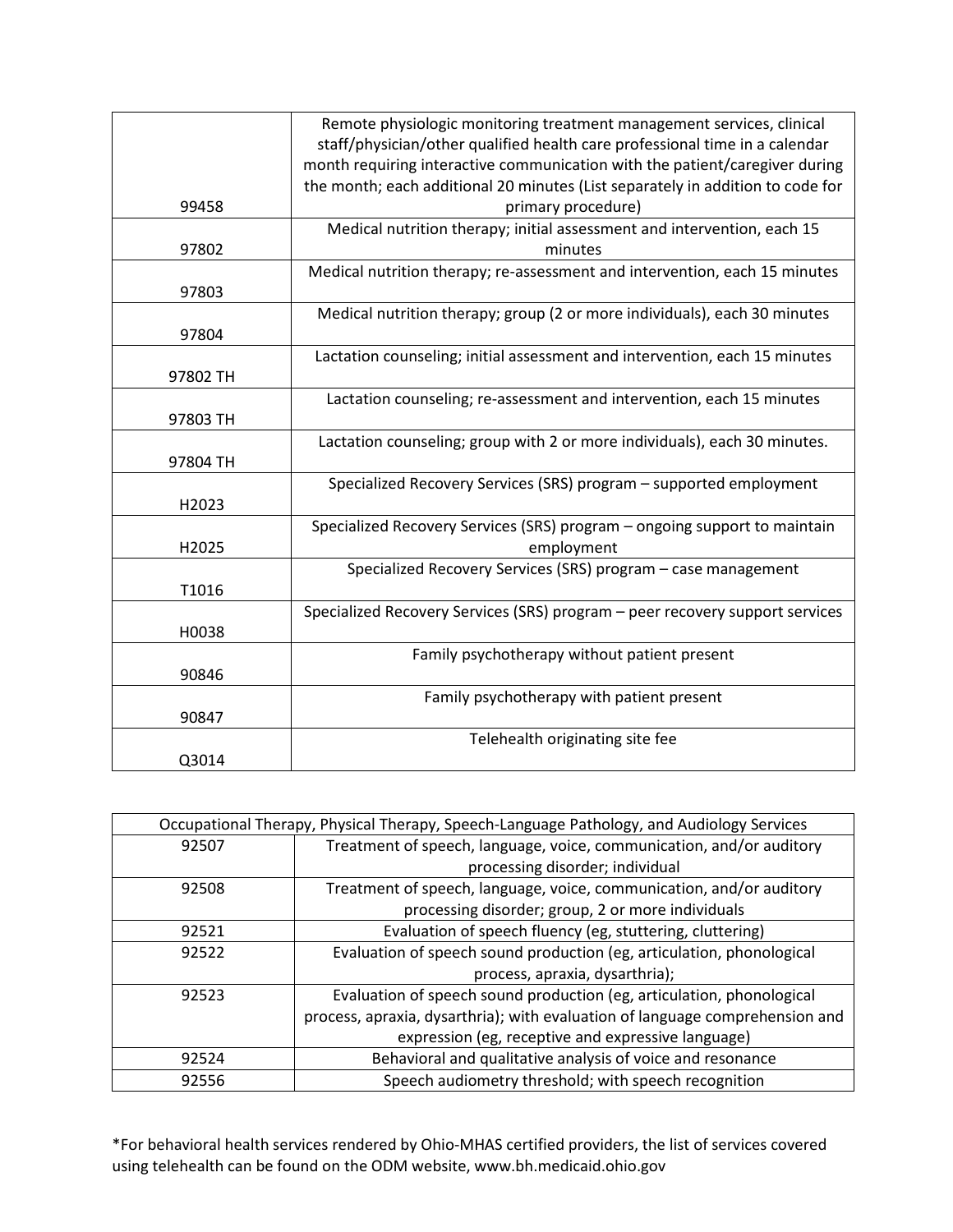| | |
|---|---|
| 99458 | Remote physiologic monitoring treatment management services, clinical staff/physician/other qualified health care professional time in a calendar month requiring interactive communication with the patient/caregiver during the month; each additional 20 minutes (List separately in addition to code for primary procedure) |
| 97802 | Medical nutrition therapy; initial assessment and intervention, each 15 minutes |
| 97803 | Medical nutrition therapy; re-assessment and intervention, each 15 minutes |
| 97804 | Medical nutrition therapy; group (2 or more individuals), each 30 minutes |
| 97802 TH | Lactation counseling; initial assessment and intervention, each 15 minutes |
| 97803 TH | Lactation counseling; re-assessment and intervention, each 15 minutes |
| 97804 TH | Lactation counseling; group with 2 or more individuals), each 30 minutes. |
| H2023 | Specialized Recovery Services (SRS) program – supported employment |
| H2025 | Specialized Recovery Services (SRS) program – ongoing support to maintain employment |
| T1016 | Specialized Recovery Services (SRS) program – case management |
| H0038 | Specialized Recovery Services (SRS) program – peer recovery support services |
| 90846 | Family psychotherapy without patient present |
| 90847 | Family psychotherapy with patient present |
| Q3014 | Telehealth originating site fee |

| Occupational Therapy, Physical Therapy, Speech-Language Pathology, and Audiology Services | |
|---|---|
| 92507 | Treatment of speech, language, voice, communication, and/or auditory processing disorder; individual |
| 92508 | Treatment of speech, language, voice, communication, and/or auditory processing disorder; group, 2 or more individuals |
| 92521 | Evaluation of speech fluency (eg, stuttering, cluttering) |
| 92522 | Evaluation of speech sound production (eg, articulation, phonological process, apraxia, dysarthria); |
| 92523 | Evaluation of speech sound production (eg, articulation, phonological process, apraxia, dysarthria); with evaluation of language comprehension and expression (eg, receptive and expressive language) |
| 92524 | Behavioral and qualitative analysis of voice and resonance |
| 92556 | Speech audiometry threshold; with speech recognition |

*For behavioral health services rendered by Ohio-MHAS certified providers, the list of services covered using telehealth can be found on the ODM website, www.bh.medicaid.ohio.gov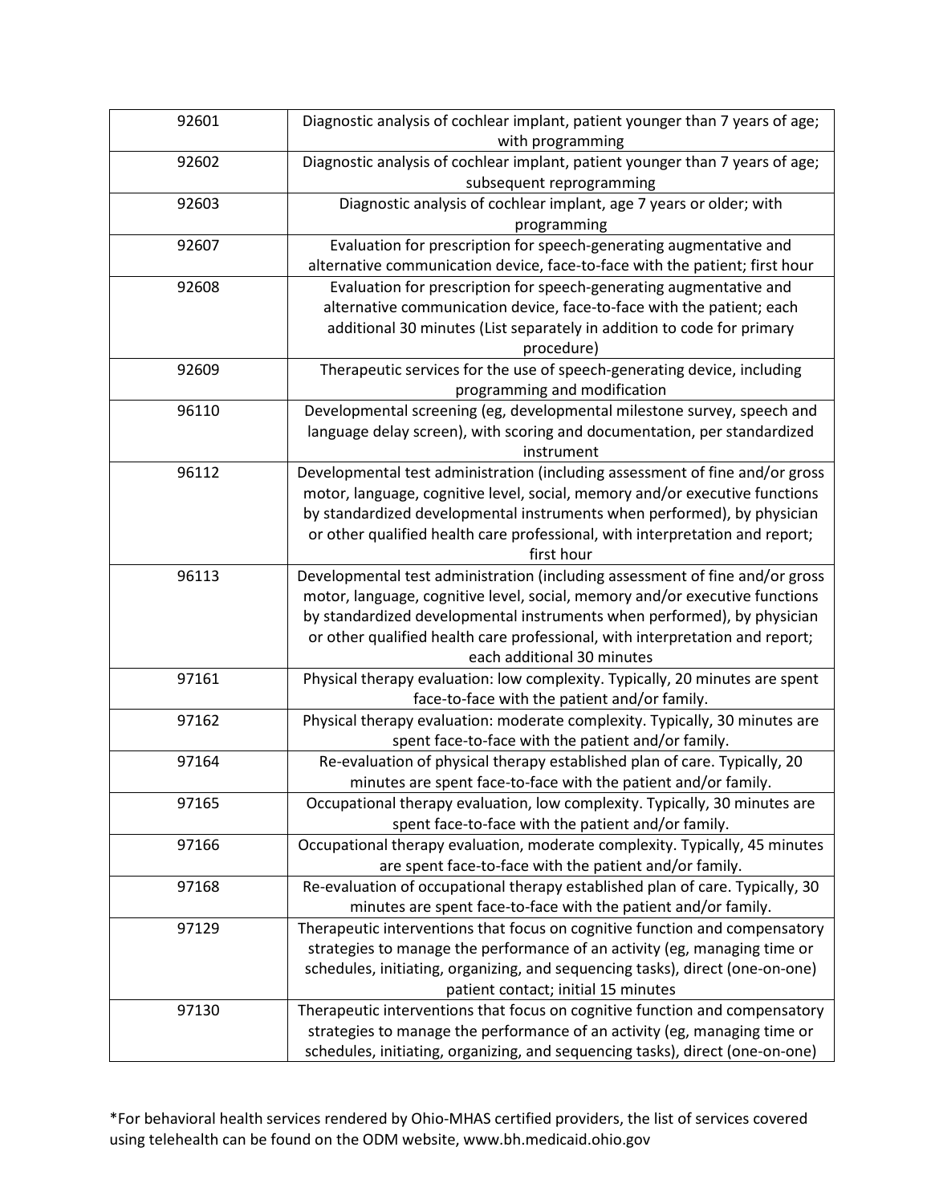| | |
|---|---|
| 92601 | Diagnostic analysis of cochlear implant, patient younger than 7 years of age; with programming |
| 92602 | Diagnostic analysis of cochlear implant, patient younger than 7 years of age; subsequent reprogramming |
| 92603 | Diagnostic analysis of cochlear implant, age 7 years or older; with programming |
| 92607 | Evaluation for prescription for speech-generating augmentative and alternative communication device, face-to-face with the patient; first hour |
| 92608 | Evaluation for prescription for speech-generating augmentative and alternative communication device, face-to-face with the patient; each additional 30 minutes (List separately in addition to code for primary procedure) |
| 92609 | Therapeutic services for the use of speech-generating device, including programming and modification |
| 96110 | Developmental screening (eg, developmental milestone survey, speech and language delay screen), with scoring and documentation, per standardized instrument |
| 96112 | Developmental test administration (including assessment of fine and/or gross motor, language, cognitive level, social, memory and/or executive functions by standardized developmental instruments when performed), by physician or other qualified health care professional, with interpretation and report; first hour |
| 96113 | Developmental test administration (including assessment of fine and/or gross motor, language, cognitive level, social, memory and/or executive functions by standardized developmental instruments when performed), by physician or other qualified health care professional, with interpretation and report; each additional 30 minutes |
| 97161 | Physical therapy evaluation: low complexity. Typically, 20 minutes are spent face-to-face with the patient and/or family. |
| 97162 | Physical therapy evaluation: moderate complexity. Typically, 30 minutes are spent face-to-face with the patient and/or family. |
| 97164 | Re-evaluation of physical therapy established plan of care. Typically, 20 minutes are spent face-to-face with the patient and/or family. |
| 97165 | Occupational therapy evaluation, low complexity. Typically, 30 minutes are spent face-to-face with the patient and/or family. |
| 97166 | Occupational therapy evaluation, moderate complexity. Typically, 45 minutes are spent face-to-face with the patient and/or family. |
| 97168 | Re-evaluation of occupational therapy established plan of care. Typically, 30 minutes are spent face-to-face with the patient and/or family. |
| 97129 | Therapeutic interventions that focus on cognitive function and compensatory strategies to manage the performance of an activity (eg, managing time or schedules, initiating, organizing, and sequencing tasks), direct (one-on-one) patient contact; initial 15 minutes |
| 97130 | Therapeutic interventions that focus on cognitive function and compensatory strategies to manage the performance of an activity (eg, managing time or schedules, initiating, organizing, and sequencing tasks), direct (one-on-one) |

*For behavioral health services rendered by Ohio-MHAS certified providers, the list of services covered using telehealth can be found on the ODM website, www.bh.medicaid.ohio.gov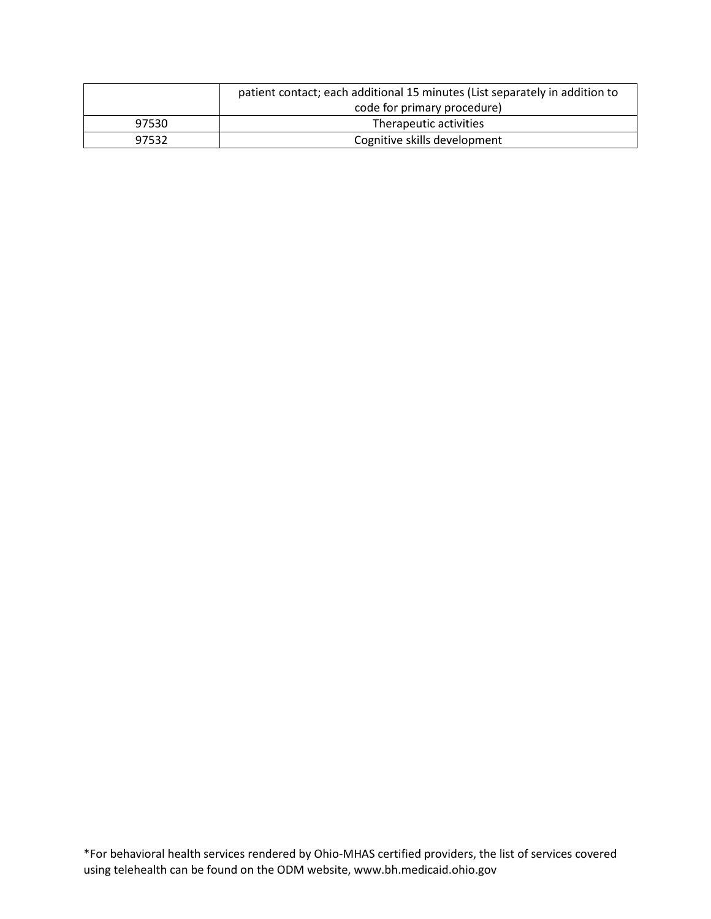| | |
|---|---|
| | patient contact; each additional 15 minutes (List separately in addition to code for primary procedure) |
| 97530 | Therapeutic activities |
| 97532 | Cognitive skills development |

*For behavioral health services rendered by Ohio-MHAS certified providers, the list of services covered using telehealth can be found on the ODM website, www.bh.medicaid.ohio.gov